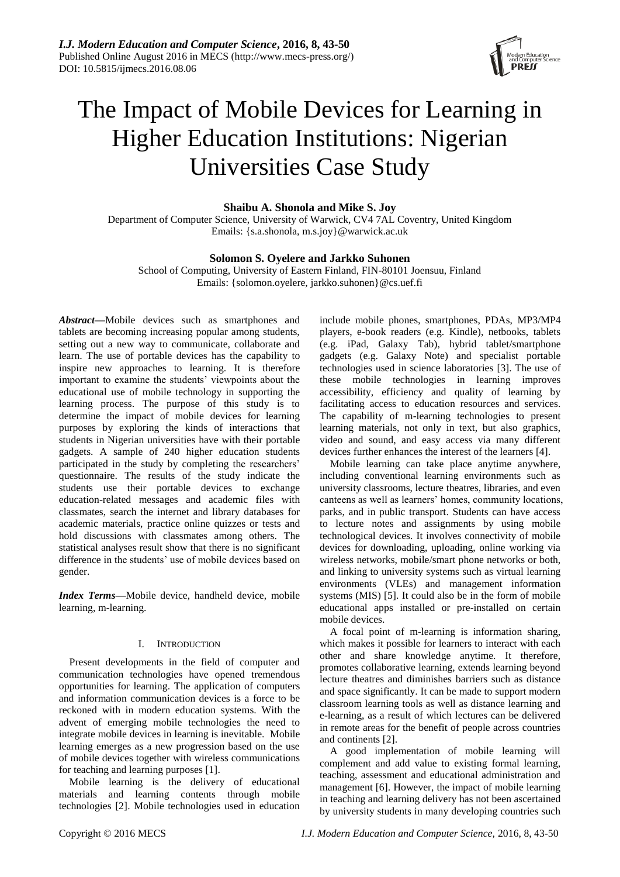# The Impact of Mobile Devices for Learning in Higher Education Institutions: Nigerian Universities Case Study

**Shaibu A. Shonola and Mike S. Joy**

Department of Computer Science, University of Warwick, CV4 7AL Coventry, United Kingdom
Emails: {s.a.shonola, m.s.joy}@warwick.ac.uk

**Solomon S. Oyelere and Jarkko Suhonen**

School of Computing, University of Eastern Finland, FIN-80101 Joensuu, Finland
Emails: {solomon.oyelere, jarkko.suhonen}@cs.uef.fi

***Abstract*—**Mobile devices such as smartphones and tablets are becoming increasing popular among students, setting out a new way to communicate, collaborate and learn. The use of portable devices has the capability to inspire new approaches to learning. It is therefore important to examine the students' viewpoints about the educational use of mobile technology in supporting the learning process. The purpose of this study is to determine the impact of mobile devices for learning purposes by exploring the kinds of interactions that students in Nigerian universities have with their portable gadgets. A sample of 240 higher education students participated in the study by completing the researchers' questionnaire. The results of the study indicate the students use their portable devices to exchange education-related messages and academic files with classmates, search the internet and library databases for academic materials, practice online quizzes or tests and hold discussions with classmates among others. The statistical analyses result show that there is no significant difference in the students' use of mobile devices based on gender.

***Index Terms*—**Mobile device, handheld device, mobile learning, m-learning.

## I. Introduction

Present developments in the field of computer and communication technologies have opened tremendous opportunities for learning. The application of computers and information communication devices is a force to be reckoned with in modern education systems. With the advent of emerging mobile technologies the need to integrate mobile devices in learning is inevitable. Mobile learning emerges as a new progression based on the use of mobile devices together with wireless communications for teaching and learning purposes [1].

Mobile learning is the delivery of educational materials and learning contents through mobile technologies [2]. Mobile technologies used in education include mobile phones, smartphones, PDAs, MP3/MP4 players, e-book readers (e.g. Kindle), netbooks, tablets (e.g. iPad, Galaxy Tab), hybrid tablet/smartphone gadgets (e.g. Galaxy Note) and specialist portable technologies used in science laboratories [3]. The use of these mobile technologies in learning improves accessibility, efficiency and quality of learning by facilitating access to education resources and services. The capability of m-learning technologies to present learning materials, not only in text, but also graphics, video and sound, and easy access via many different devices further enhances the interest of the learners [4].

Mobile learning can take place anytime anywhere, including conventional learning environments such as university classrooms, lecture theatres, libraries, and even canteens as well as learners' homes, community locations, parks, and in public transport. Students can have access to lecture notes and assignments by using mobile technological devices. It involves connectivity of mobile devices for downloading, uploading, online working via wireless networks, mobile/smart phone networks or both, and linking to university systems such as virtual learning environments (VLEs) and management information systems (MIS) [5]. It could also be in the form of mobile educational apps installed or pre-installed on certain mobile devices.

A focal point of m-learning is information sharing, which makes it possible for learners to interact with each other and share knowledge anytime. It therefore, promotes collaborative learning, extends learning beyond lecture theatres and diminishes barriers such as distance and space significantly. It can be made to support modern classroom learning tools as well as distance learning and e-learning, as a result of which lectures can be delivered in remote areas for the benefit of people across countries and continents [2].

A good implementation of mobile learning will complement and add value to existing formal learning, teaching, assessment and educational administration and management [6]. However, the impact of mobile learning in teaching and learning delivery has not been ascertained by university students in many developing countries such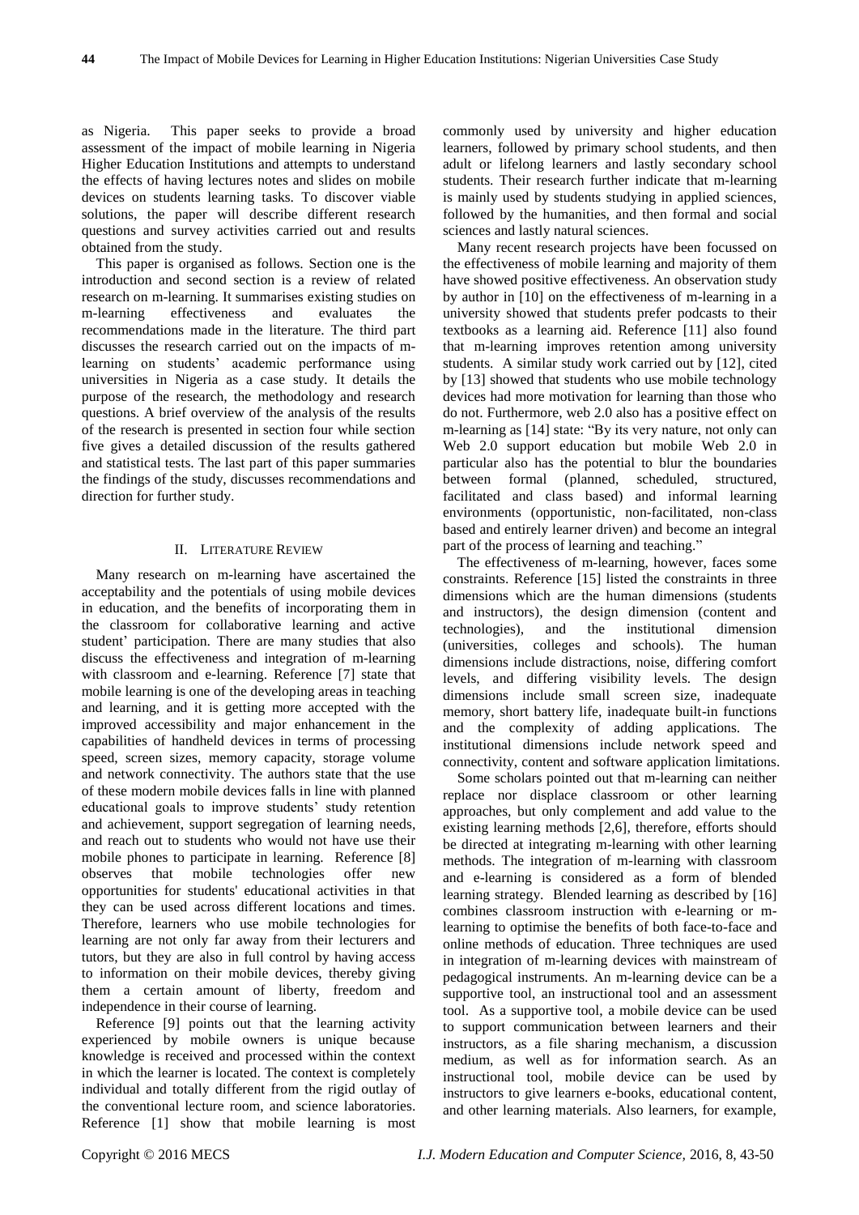as Nigeria. This paper seeks to provide a broad assessment of the impact of mobile learning in Nigeria Higher Education Institutions and attempts to understand the effects of having lectures notes and slides on mobile devices on students learning tasks. To discover viable solutions, the paper will describe different research questions and survey activities carried out and results obtained from the study.

This paper is organised as follows. Section one is the introduction and second section is a review of related research on m-learning. It summarises existing studies on m-learning effectiveness and evaluates the recommendations made in the literature. The third part discusses the research carried out on the impacts of m-learning on students' academic performance using universities in Nigeria as a case study. It details the purpose of the research, the methodology and research questions. A brief overview of the analysis of the results of the research is presented in section four while section five gives a detailed discussion of the results gathered and statistical tests. The last part of this paper summaries the findings of the study, discusses recommendations and direction for further study.

## II. Literature Review

Many research on m-learning have ascertained the acceptability and the potentials of using mobile devices in education, and the benefits of incorporating them in the classroom for collaborative learning and active student' participation. There are many studies that also discuss the effectiveness and integration of m-learning with classroom and e-learning. Reference [7] state that mobile learning is one of the developing areas in teaching and learning, and it is getting more accepted with the improved accessibility and major enhancement in the capabilities of handheld devices in terms of processing speed, screen sizes, memory capacity, storage volume and network connectivity. The authors state that the use of these modern mobile devices falls in line with planned educational goals to improve students' study retention and achievement, support segregation of learning needs, and reach out to students who would not have use their mobile phones to participate in learning. Reference [8] observes that mobile technologies offer new opportunities for students' educational activities in that they can be used across different locations and times. Therefore, learners who use mobile technologies for learning are not only far away from their lecturers and tutors, but they are also in full control by having access to information on their mobile devices, thereby giving them a certain amount of liberty, freedom and independence in their course of learning.

Reference [9] points out that the learning activity experienced by mobile owners is unique because knowledge is received and processed within the context in which the learner is located. The context is completely individual and totally different from the rigid outlay of the conventional lecture room, and science laboratories. Reference [1] show that mobile learning is most commonly used by university and higher education learners, followed by primary school students, and then adult or lifelong learners and lastly secondary school students. Their research further indicate that m-learning is mainly used by students studying in applied sciences, followed by the humanities, and then formal and social sciences and lastly natural sciences.

Many recent research projects have been focussed on the effectiveness of mobile learning and majority of them have showed positive effectiveness. An observation study by author in [10] on the effectiveness of m-learning in a university showed that students prefer podcasts to their textbooks as a learning aid. Reference [11] also found that m-learning improves retention among university students. A similar study work carried out by [12], cited by [13] showed that students who use mobile technology devices had more motivation for learning than those who do not. Furthermore, web 2.0 also has a positive effect on m-learning as [14] state: "By its very nature, not only can Web 2.0 support education but mobile Web 2.0 in particular also has the potential to blur the boundaries between formal (planned, scheduled, structured, facilitated and class based) and informal learning environments (opportunistic, non-facilitated, non-class based and entirely learner driven) and become an integral part of the process of learning and teaching."

The effectiveness of m-learning, however, faces some constraints. Reference [15] listed the constraints in three dimensions which are the human dimensions (students and instructors), the design dimension (content and technologies), and the institutional dimension (universities, colleges and schools). The human dimensions include distractions, noise, differing comfort levels, and differing visibility levels. The design dimensions include small screen size, inadequate memory, short battery life, inadequate built-in functions and the complexity of adding applications. The institutional dimensions include network speed and connectivity, content and software application limitations.

Some scholars pointed out that m-learning can neither replace nor displace classroom or other learning approaches, but only complement and add value to the existing learning methods [2,6], therefore, efforts should be directed at integrating m-learning with other learning methods. The integration of m-learning with classroom and e-learning is considered as a form of blended learning strategy. Blended learning as described by [16] combines classroom instruction with e-learning or m-learning to optimise the benefits of both face-to-face and online methods of education. Three techniques are used in integration of m-learning devices with mainstream of pedagogical instruments. An m-learning device can be a supportive tool, an instructional tool and an assessment tool. As a supportive tool, a mobile device can be used to support communication between learners and their instructors, as a file sharing mechanism, a discussion medium, as well as for information search. As an instructional tool, mobile device can be used by instructors to give learners e-books, educational content, and other learning materials. Also learners, for example,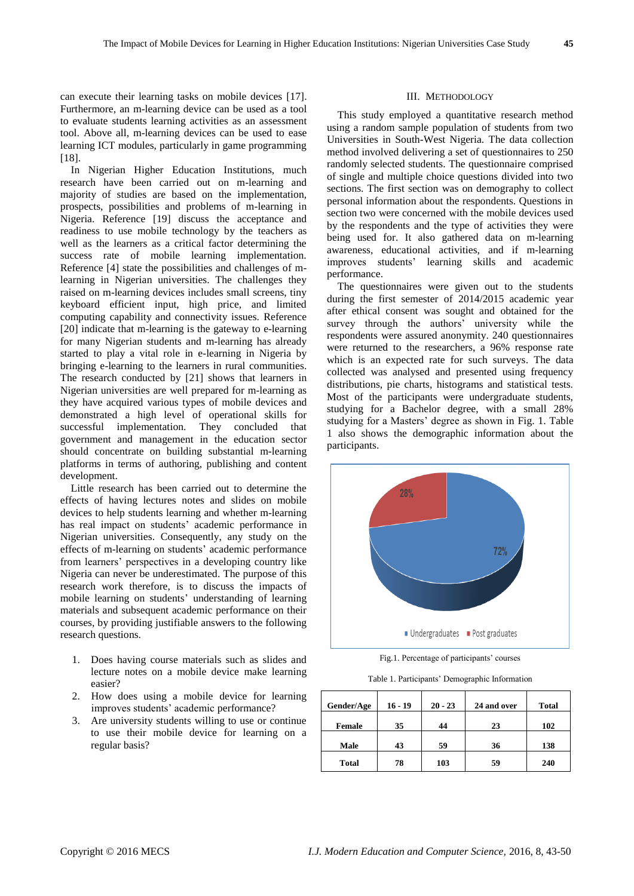can execute their learning tasks on mobile devices [17]. Furthermore, an m-learning device can be used as a tool to evaluate students learning activities as an assessment tool. Above all, m-learning devices can be used to ease learning ICT modules, particularly in game programming [18].

In Nigerian Higher Education Institutions, much research have been carried out on m-learning and majority of studies are based on the implementation, prospects, possibilities and problems of m-learning in Nigeria. Reference [19] discuss the acceptance and readiness to use mobile technology by the teachers as well as the learners as a critical factor determining the success rate of mobile learning implementation. Reference [4] state the possibilities and challenges of m-learning in Nigerian universities. The challenges they raised on m-learning devices includes small screens, tiny keyboard efficient input, high price, and limited computing capability and connectivity issues. Reference [20] indicate that m-learning is the gateway to e-learning for many Nigerian students and m-learning has already started to play a vital role in e-learning in Nigeria by bringing e-learning to the learners in rural communities. The research conducted by [21] shows that learners in Nigerian universities are well prepared for m-learning as they have acquired various types of mobile devices and demonstrated a high level of operational skills for successful implementation. They concluded that government and management in the education sector should concentrate on building substantial m-learning platforms in terms of authoring, publishing and content development.

Little research has been carried out to determine the effects of having lectures notes and slides on mobile devices to help students learning and whether m-learning has real impact on students' academic performance in Nigerian universities. Consequently, any study on the effects of m-learning on students' academic performance from learners' perspectives in a developing country like Nigeria can never be underestimated. The purpose of this research work therefore, is to discuss the impacts of mobile learning on students' understanding of learning materials and subsequent academic performance on their courses, by providing justifiable answers to the following research questions.

1. Does having course materials such as slides and lecture notes on a mobile device make learning easier?
2. How does using a mobile device for learning improves students' academic performance?
3. Are university students willing to use or continue to use their mobile device for learning on a regular basis?

## III. Methodology

This study employed a quantitative research method using a random sample population of students from two Universities in South-West Nigeria. The data collection method involved delivering a set of questionnaires to 250 randomly selected students. The questionnaire comprised of single and multiple choice questions divided into two sections. The first section was on demography to collect personal information about the respondents. Questions in section two were concerned with the mobile devices used by the respondents and the type of activities they were being used for. It also gathered data on m-learning awareness, educational activities, and if m-learning improves students' learning skills and academic performance.

The questionnaires were given out to the students during the first semester of 2014/2015 academic year after ethical consent was sought and obtained for the survey through the authors' university while the respondents were assured anonymity. 240 questionnaires were returned to the researchers, a 96% response rate which is an expected rate for such surveys. The data collected was analysed and presented using frequency distributions, pie charts, histograms and statistical tests. Most of the participants were undergraduate students, studying for a Bachelor degree, with a small 28% studying for a Masters' degree as shown in Fig. 1. Table 1 also shows the demographic information about the participants.

Fig.1. Percentage of participants' courses

Table 1. Participants' Demographic Information

| Gender/Age | 16 - 19 | 20 - 23 | 24 and over | Total |
|---|---|---|---|---|
| Female | 35 | 44 | 23 | 102 |
| Male | 43 | 59 | 36 | 138 |
| Total | 78 | 103 | 59 | 240 |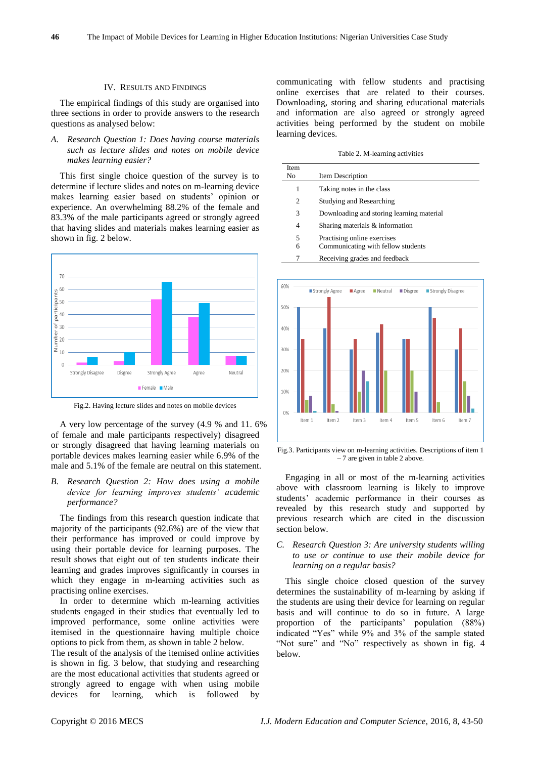## IV. Results and Findings

The empirical findings of this study are organised into three sections in order to provide answers to the research questions as analysed below:

### *A. Research Question 1: Does having course materials such as lecture slides and notes on mobile device makes learning easier?*

This first single choice question of the survey is to determine if lecture slides and notes on m-learning device makes learning easier based on students' opinion or experience. An overwhelming 88.2% of the female and 83.3% of the male participants agreed or strongly agreed that having slides and materials makes learning easier as shown in fig. 2 below.

Fig.2. Having lecture slides and notes on mobile devices

A very low percentage of the survey (4.9 % and 11. 6% of female and male participants respectively) disagreed or strongly disagreed that having learning materials on portable devices makes learning easier while 6.9% of the male and 5.1% of the female are neutral on this statement.

### *B. Research Question 2: How does using a mobile device for learning improves students' academic performance?*

The findings from this research question indicate that majority of the participants (92.6%) are of the view that their performance has improved or could improve by using their portable device for learning purposes. The result shows that eight out of ten students indicate their learning and grades improves significantly in courses in which they engage in m-learning activities such as practising online exercises.

In order to determine which m-learning activities students engaged in their studies that eventually led to improved performance, some online activities were itemised in the questionnaire having multiple choice options to pick from them, as shown in table 2 below.

The result of the analysis of the itemised online activities is shown in fig. 3 below, that studying and researching are the most educational activities that students agreed or strongly agreed to engage with when using mobile devices for learning, which is followed by communicating with fellow students and practising online exercises that are related to their courses. Downloading, storing and sharing educational materials and information are also agreed or strongly agreed activities being performed by the student on mobile learning devices.

Table 2. M-learning activities

| Item No | Item Description |
|---|---|
| 1 | Taking notes in the class |
| 2 | Studying and Researching |
| 3 | Downloading and storing learning material |
| 4 | Sharing materials & information |
| 5 | Practising online exercises |
| 6 | Communicating with fellow students |
| 7 | Receiving grades and feedback |

Fig.3. Participants view on m-learning activities. Descriptions of item 1 – 7 are given in table 2 above.

Engaging in all or most of the m-learning activities above with classroom learning is likely to improve students' academic performance in their courses as revealed by this research study and supported by previous research which are cited in the discussion section below.

### *C. Research Question 3: Are university students willing to use or continue to use their mobile device for learning on a regular basis?*

This single choice closed question of the survey determines the sustainability of m-learning by asking if the students are using their device for learning on regular basis and will continue to do so in future. A large proportion of the participants' population (88%) indicated "Yes" while 9% and 3% of the sample stated "Not sure" and "No" respectively as shown in fig. 4 below.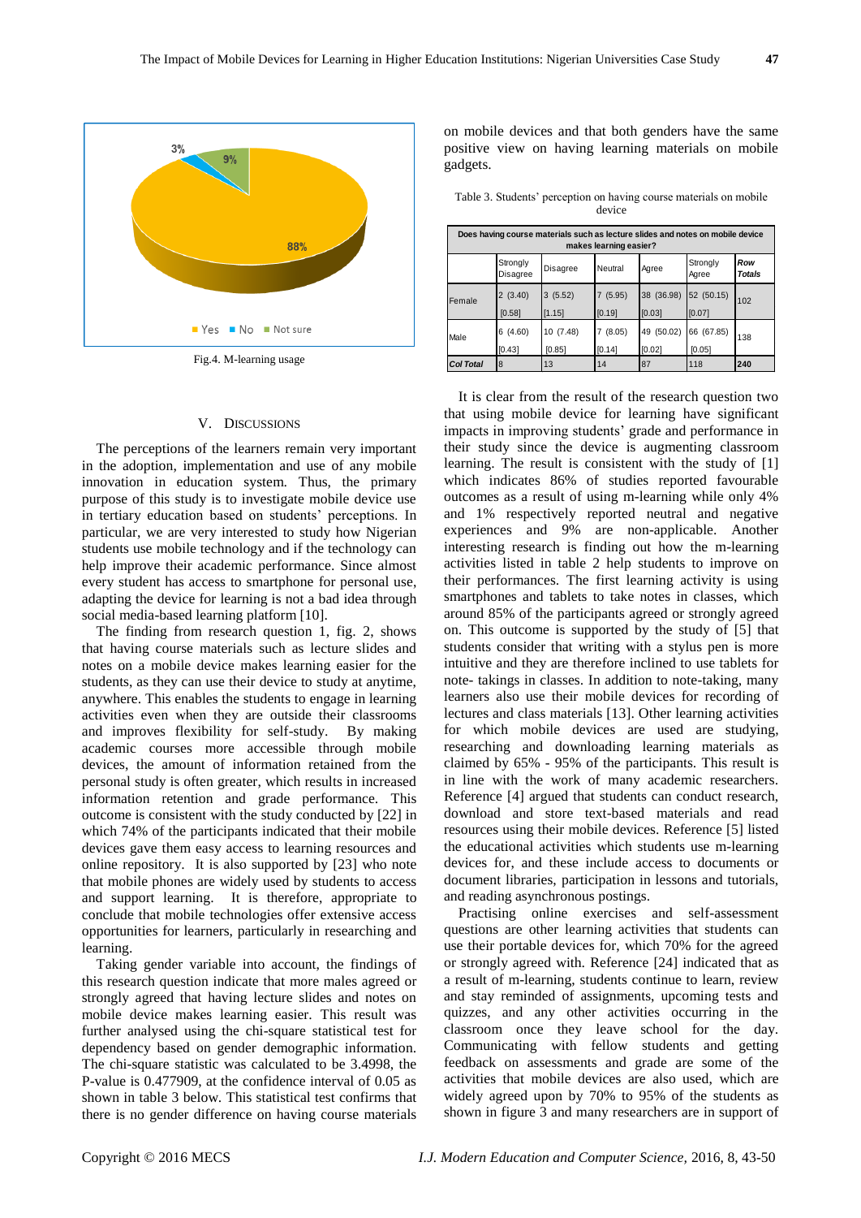Fig.4. M-learning usage

## V. DISCUSSIONS

The perceptions of the learners remain very important in the adoption, implementation and use of any mobile innovation in education system. Thus, the primary purpose of this study is to investigate mobile device use in tertiary education based on students' perceptions. In particular, we are very interested to study how Nigerian students use mobile technology and if the technology can help improve their academic performance. Since almost every student has access to smartphone for personal use, adapting the device for learning is not a bad idea through social media-based learning platform [10].

The finding from research question 1, fig. 2, shows that having course materials such as lecture slides and notes on a mobile device makes learning easier for the students, as they can use their device to study at anytime, anywhere. This enables the students to engage in learning activities even when they are outside their classrooms and improves flexibility for self-study. By making academic courses more accessible through mobile devices, the amount of information retained from the personal study is often greater, which results in increased information retention and grade performance. This outcome is consistent with the study conducted by [22] in which 74% of the participants indicated that their mobile devices gave them easy access to learning resources and online repository. It is also supported by [23] who note that mobile phones are widely used by students to access and support learning. It is therefore, appropriate to conclude that mobile technologies offer extensive access opportunities for learners, particularly in researching and learning.

Taking gender variable into account, the findings of this research question indicate that more males agreed or strongly agreed that having lecture slides and notes on mobile device makes learning easier. This result was further analysed using the chi-square statistical test for dependency based on gender demographic information. The chi-square statistic was calculated to be 3.4998, the P-value is 0.477909, at the confidence interval of 0.05 as shown in table 3 below. This statistical test confirms that there is no gender difference on having course materials on mobile devices and that both genders have the same positive view on having learning materials on mobile gadgets.

Table 3. Students' perception on having course materials on mobile device

| Does having course materials such as lecture slides and notes on mobile device makes learning easier? | | | | | | |
|---|---|---|---|---|---|---|
| | Strongly Disagree | Disagree | Neutral | Agree | Strongly Agree | ***Row Totals*** |
| Female | 2 (3.40) [0.58] | 3 (5.52) [1.15] | 7 (5.95) [0.19] | 38 (36.98) [0.03] | 52 (50.15) [0.07] | 102 |
| Male | 6 (4.60) [0.43] | 10 (7.48) [0.85] | 7 (8.05) [0.14] | 49 (50.02) [0.02] | 66 (67.85) [0.05] | 138 |
| ***Col Total*** | 8 | 13 | 14 | 87 | 118 | **240** |

It is clear from the result of the research question two that using mobile device for learning have significant impacts in improving students' grade and performance in their study since the device is augmenting classroom learning. The result is consistent with the study of [1] which indicates 86% of studies reported favourable outcomes as a result of using m-learning while only 4% and 1% respectively reported neutral and negative experiences and 9% are non-applicable. Another interesting research is finding out how the m-learning activities listed in table 2 help students to improve on their performances. The first learning activity is using smartphones and tablets to take notes in classes, which around 85% of the participants agreed or strongly agreed on. This outcome is supported by the study of [5] that students consider that writing with a stylus pen is more intuitive and they are therefore inclined to use tablets for note- takings in classes. In addition to note-taking, many learners also use their mobile devices for recording of lectures and class materials [13]. Other learning activities for which mobile devices are used are studying, researching and downloading learning materials as claimed by 65% - 95% of the participants. This result is in line with the work of many academic researchers. Reference [4] argued that students can conduct research, download and store text-based materials and read resources using their mobile devices. Reference [5] listed the educational activities which students use m-learning devices for, and these include access to documents or document libraries, participation in lessons and tutorials, and reading asynchronous postings.

Practising online exercises and self-assessment questions are other learning activities that students can use their portable devices for, which 70% for the agreed or strongly agreed with. Reference [24] indicated that as a result of m-learning, students continue to learn, review and stay reminded of assignments, upcoming tests and quizzes, and any other activities occurring in the classroom once they leave school for the day. Communicating with fellow students and getting feedback on assessments and grade are some of the activities that mobile devices are also used, which are widely agreed upon by 70% to 95% of the students as shown in figure 3 and many researchers are in support of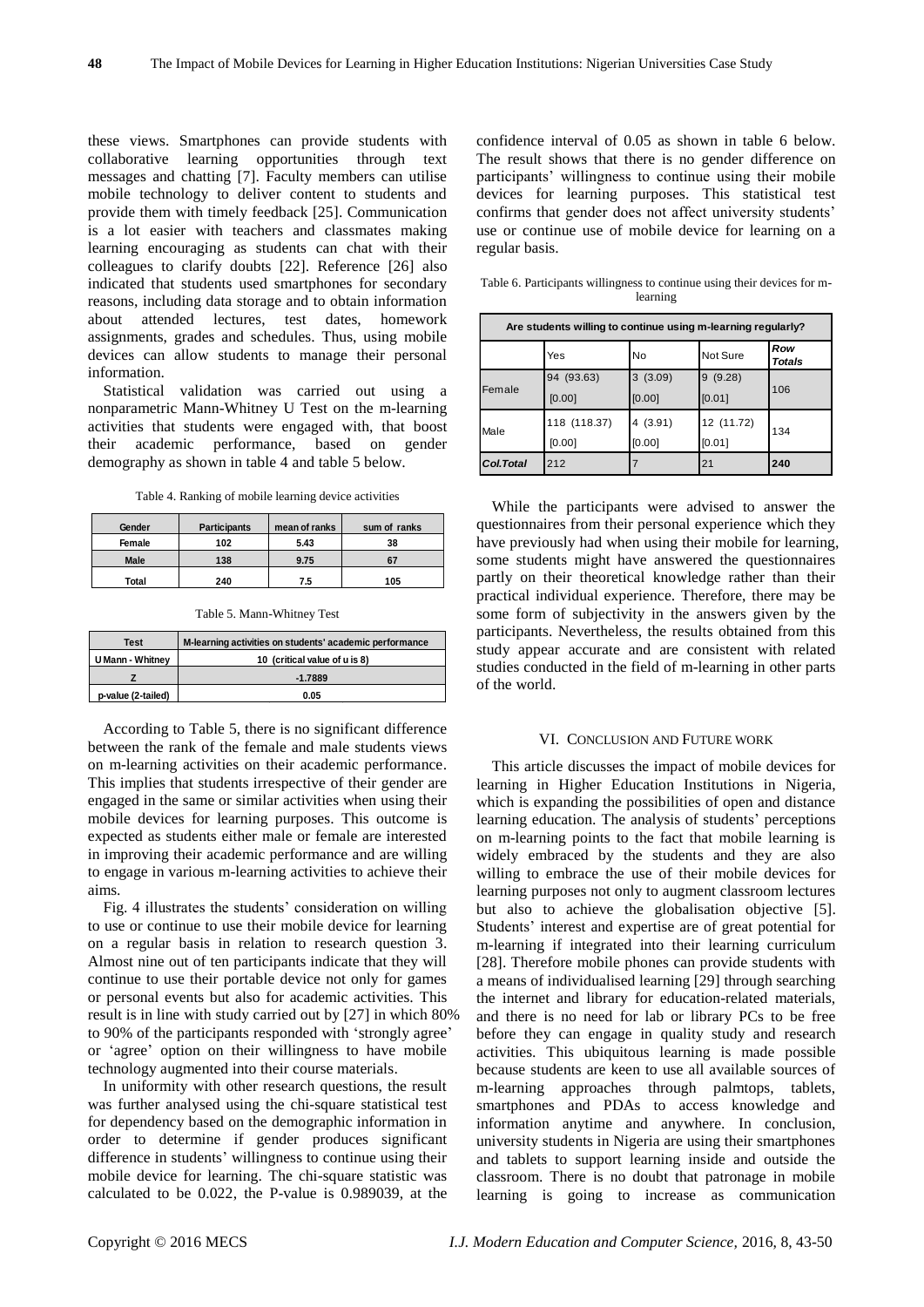these views. Smartphones can provide students with collaborative learning opportunities through text messages and chatting [7]. Faculty members can utilise mobile technology to deliver content to students and provide them with timely feedback [25]. Communication is a lot easier with teachers and classmates making learning encouraging as students can chat with their colleagues to clarify doubts [22]. Reference [26] also indicated that students used smartphones for secondary reasons, including data storage and to obtain information about attended lectures, test dates, homework assignments, grades and schedules. Thus, using mobile devices can allow students to manage their personal information.

Statistical validation was carried out using a nonparametric Mann-Whitney U Test on the m-learning activities that students were engaged with, that boost their academic performance, based on gender demography as shown in table 4 and table 5 below.

Table 4. Ranking of mobile learning device activities

| Gender | Participants | mean of ranks | sum of ranks |
|---|---|---|---|
| Female | 102 | 5.43 | 38 |
| Male | 138 | 9.75 | 67 |
| Total | 240 | 7.5 | 105 |

Table 5. Mann-Whitney Test

| Test | M-learning activities on students' academic performance |
|---|---|
| U Mann - Whitney | 10 (critical value of u is 8) |
| Z | -1.7889 |
| p-value (2-tailed) | 0.05 |

According to Table 5, there is no significant difference between the rank of the female and male students views on m-learning activities on their academic performance. This implies that students irrespective of their gender are engaged in the same or similar activities when using their mobile devices for learning purposes. This outcome is expected as students either male or female are interested in improving their academic performance and are willing to engage in various m-learning activities to achieve their aims.

Fig. 4 illustrates the students' consideration on willing to use or continue to use their mobile device for learning on a regular basis in relation to research question 3. Almost nine out of ten participants indicate that they will continue to use their portable device not only for games or personal events but also for academic activities. This result is in line with study carried out by [27] in which 80% to 90% of the participants responded with 'strongly agree' or 'agree' option on their willingness to have mobile technology augmented into their course materials.

In uniformity with other research questions, the result was further analysed using the chi-square statistical test for dependency based on the demographic information in order to determine if gender produces significant difference in students' willingness to continue using their mobile device for learning. The chi-square statistic was calculated to be 0.022, the P-value is 0.989039, at the confidence interval of 0.05 as shown in table 6 below. The result shows that there is no gender difference on participants' willingness to continue using their mobile devices for learning purposes. This statistical test confirms that gender does not affect university students' use or continue use of mobile device for learning on a regular basis.

Table 6. Participants willingness to continue using their devices for m-learning

| Are students willing to continue using m-learning regularly? | | | | |
|---|---|---|---|---|
| | Yes | No | Not Sure | *Row Totals* |
| Female | 94 (93.63) [0.00] | 3 (3.09) [0.00] | 9 (9.28) [0.01] | 106 |
| Male | 118 (118.37) [0.00] | 4 (3.91) [0.00] | 12 (11.72) [0.01] | 134 |
| *Col.Total* | 212 | 7 | 21 | **240** |

While the participants were advised to answer the questionnaires from their personal experience which they have previously had when using their mobile for learning, some students might have answered the questionnaires partly on their theoretical knowledge rather than their practical individual experience. Therefore, there may be some form of subjectivity in the answers given by the participants. Nevertheless, the results obtained from this study appear accurate and are consistent with related studies conducted in the field of m-learning in other parts of the world.

## VI. Conclusion and Future Work

This article discusses the impact of mobile devices for learning in Higher Education Institutions in Nigeria, which is expanding the possibilities of open and distance learning education. The analysis of students' perceptions on m-learning points to the fact that mobile learning is widely embraced by the students and they are also willing to embrace the use of their mobile devices for learning purposes not only to augment classroom lectures but also to achieve the globalisation objective [5]. Students' interest and expertise are of great potential for m-learning if integrated into their learning curriculum [28]. Therefore mobile phones can provide students with a means of individualised learning [29] through searching the internet and library for education-related materials, and there is no need for lab or library PCs to be free before they can engage in quality study and research activities. This ubiquitous learning is made possible because students are keen to use all available sources of m-learning approaches through palmtops, tablets, smartphones and PDAs to access knowledge and information anytime and anywhere. In conclusion, university students in Nigeria are using their smartphones and tablets to support learning inside and outside the classroom. There is no doubt that patronage in mobile learning is going to increase as communication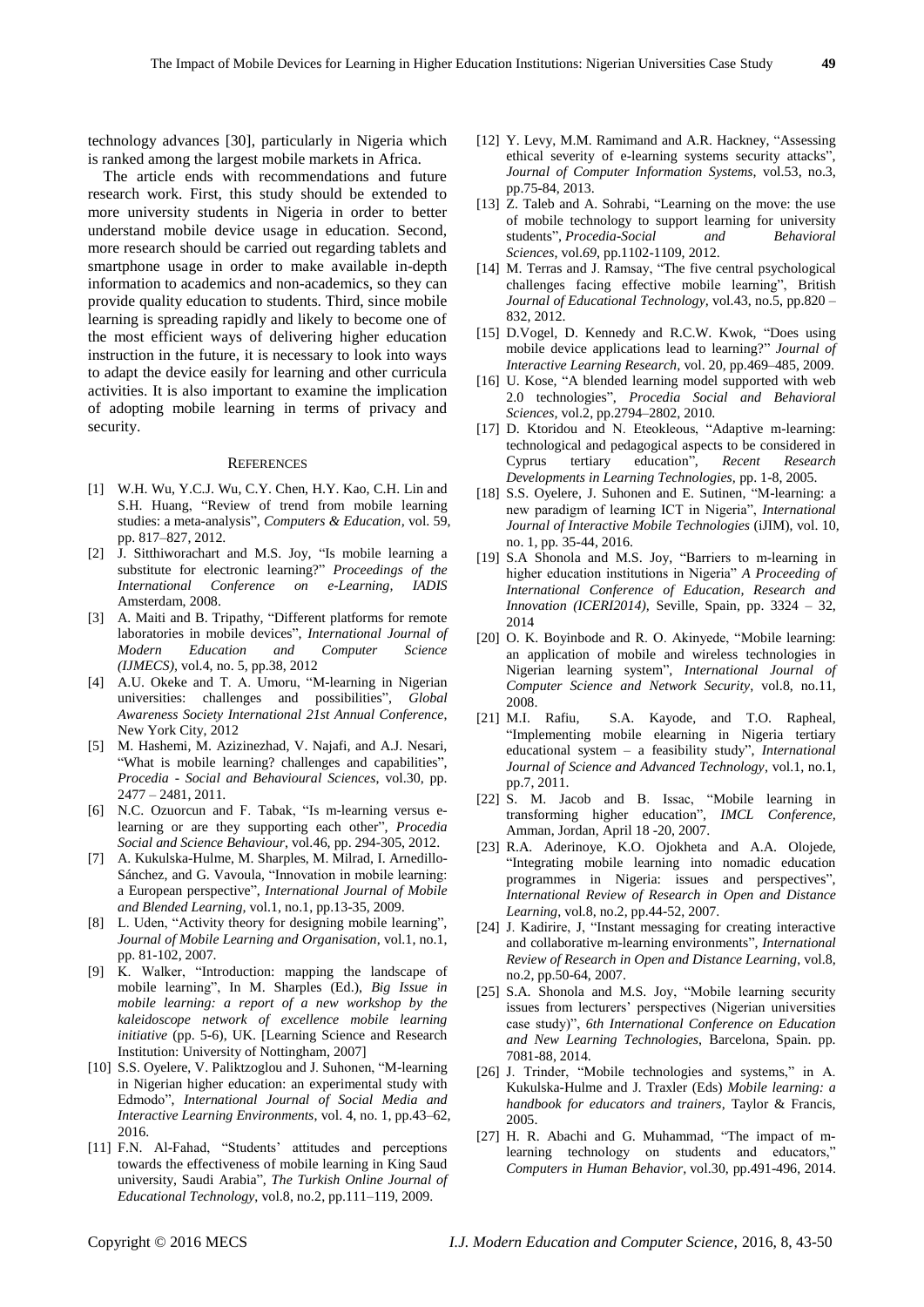technology advances [30], particularly in Nigeria which is ranked among the largest mobile markets in Africa.

The article ends with recommendations and future research work. First, this study should be extended to more university students in Nigeria in order to better understand mobile device usage in education. Second, more research should be carried out regarding tablets and smartphone usage in order to make available in-depth information to academics and non-academics, so they can provide quality education to students. Third, since mobile learning is spreading rapidly and likely to become one of the most efficient ways of delivering higher education instruction in the future, it is necessary to look into ways to adapt the device easily for learning and other curricula activities. It is also important to examine the implication of adopting mobile learning in terms of privacy and security.

## REFERENCES

[1] W.H. Wu, Y.C.J. Wu, C.Y. Chen, H.Y. Kao, C.H. Lin and S.H. Huang, "Review of trend from mobile learning studies: a meta-analysis", *Computers & Education*, vol. 59, pp. 817–827, 2012.

[2] J. Sitthiworachart and M.S. Joy, "Is mobile learning a substitute for electronic learning?" *Proceedings of the International Conference on e-Learning, IADIS* Amsterdam, 2008.

[3] A. Maiti and B. Tripathy, "Different platforms for remote laboratories in mobile devices", *International Journal of Modern Education and Computer Science (IJMECS)*, vol.4, no. 5, pp.38, 2012

[4] A.U. Okeke and T. A. Umoru, "M-learning in Nigerian universities: challenges and possibilities", *Global Awareness Society International 21st Annual Conference*, New York City, 2012

[5] M. Hashemi, M. Azizinezhad, V. Najafi, and A.J. Nesari, "What is mobile learning? challenges and capabilities", *Procedia - Social and Behavioural Sciences*, vol.30, pp. 2477 – 2481, 2011.

[6] N.C. Ozuorcun and F. Tabak, "Is m-learning versus e-learning or are they supporting each other", *Procedia Social and Science Behaviour*, vol.46, pp. 294-305, 2012.

[7] A. Kukulska-Hulme, M. Sharples, M. Milrad, I. Arnedillo-Sánchez, and G. Vavoula, "Innovation in mobile learning: a European perspective", *International Journal of Mobile and Blended Learning*, vol.1, no.1, pp.13-35, 2009.

[8] L. Uden, "Activity theory for designing mobile learning", *Journal of Mobile Learning and Organisation*, vol.1, no.1, pp. 81-102, 2007.

[9] K. Walker, "Introduction: mapping the landscape of mobile learning", In M. Sharples (Ed.), *Big Issue in mobile learning: a report of a new workshop by the kaleidoscope network of excellence mobile learning initiative* (pp. 5-6), UK. [Learning Science and Research Institution: University of Nottingham, 2007]

[10] S.S. Oyelere, V. Paliktzoglou and J. Suhonen, "M-learning in Nigerian higher education: an experimental study with Edmodo", *International Journal of Social Media and Interactive Learning Environments*, vol. 4, no. 1, pp.43–62, 2016.

[11] F.N. Al-Fahad, "Students' attitudes and perceptions towards the effectiveness of mobile learning in King Saud university, Saudi Arabia", *The Turkish Online Journal of Educational Technology*, vol.8, no.2, pp.111–119, 2009.

[12] Y. Levy, M.M. Ramimand and A.R. Hackney, "Assessing ethical severity of e-learning systems security attacks", *Journal of Computer Information Systems*, vol.53, no.3, pp.75-84, 2013.

[13] Z. Taleb and A. Sohrabi, "Learning on the move: the use of mobile technology to support learning for university students", *Procedia-Social and Behavioral Sciences*, vol.*69*, pp.1102-1109, 2012.

[14] M. Terras and J. Ramsay, "The five central psychological challenges facing effective mobile learning", British *Journal of Educational Technology*, vol.43, no.5, pp.820 – 832, 2012.

[15] D.Vogel, D. Kennedy and R.C.W. Kwok, "Does using mobile device applications lead to learning?" *Journal of Interactive Learning Research*, vol. 20, pp.469–485, 2009.

[16] U. Kose, "A blended learning model supported with web 2.0 technologies", *Procedia Social and Behavioral Sciences*, vol.2, pp.2794–2802, 2010.

[17] D. Ktoridou and N. Eteokleous, "Adaptive m-learning: technological and pedagogical aspects to be considered in Cyprus tertiary education", *Recent Research Developments in Learning Technologies*, pp. 1-8, 2005.

[18] S.S. Oyelere, J. Suhonen and E. Sutinen, "M-learning: a new paradigm of learning ICT in Nigeria", *International Journal of Interactive Mobile Technologies* (iJIM), vol. 10, no. 1, pp. 35-44, 2016.

[19] S.A Shonola and M.S. Joy, "Barriers to m-learning in higher education institutions in Nigeria" *A Proceeding of International Conference of Education, Research and Innovation (ICERI2014)*, Seville, Spain, pp. 3324 – 32, 2014

[20] O. K. Boyinbode and R. O. Akinyede, "Mobile learning: an application of mobile and wireless technologies in Nigerian learning system", *International Journal of Computer Science and Network Security*, vol.8, no.11, 2008.

[21] M.I. Rafiu, S.A. Kayode, and T.O. Rapheal, "Implementing mobile elearning in Nigeria tertiary educational system – a feasibility study", *International Journal of Science and Advanced Technology*, vol.1, no.1, pp.7, 2011.

[22] S. M. Jacob and B. Issac, "Mobile learning in transforming higher education", *IMCL Conference*, Amman, Jordan, April 18 -20, 2007.

[23] R.A. Aderinoye, K.O. Ojokheta and A.A. Olojede, "Integrating mobile learning into nomadic education programmes in Nigeria: issues and perspectives", *International Review of Research in Open and Distance Learning*, vol.8, no.2, pp.44-52, 2007.

[24] J. Kadirire, J, "Instant messaging for creating interactive and collaborative m-learning environments", *International Review of Research in Open and Distance Learning*, vol.8, no.2, pp.50-64, 2007.

[25] S.A. Shonola and M.S. Joy, "Mobile learning security issues from lecturers' perspectives (Nigerian universities case study)", *6th International Conference on Education and New Learning Technologies*, Barcelona, Spain. pp. 7081-88, 2014.

[26] J. Trinder, "Mobile technologies and systems," in A. Kukulska-Hulme and J. Traxler (Eds) *Mobile learning: a handbook for educators and trainers*, Taylor & Francis, 2005.

[27] H. R. Abachi and G. Muhammad, "The impact of m-learning technology on students and educators," *Computers in Human Behavior*, vol.30, pp.491-496, 2014.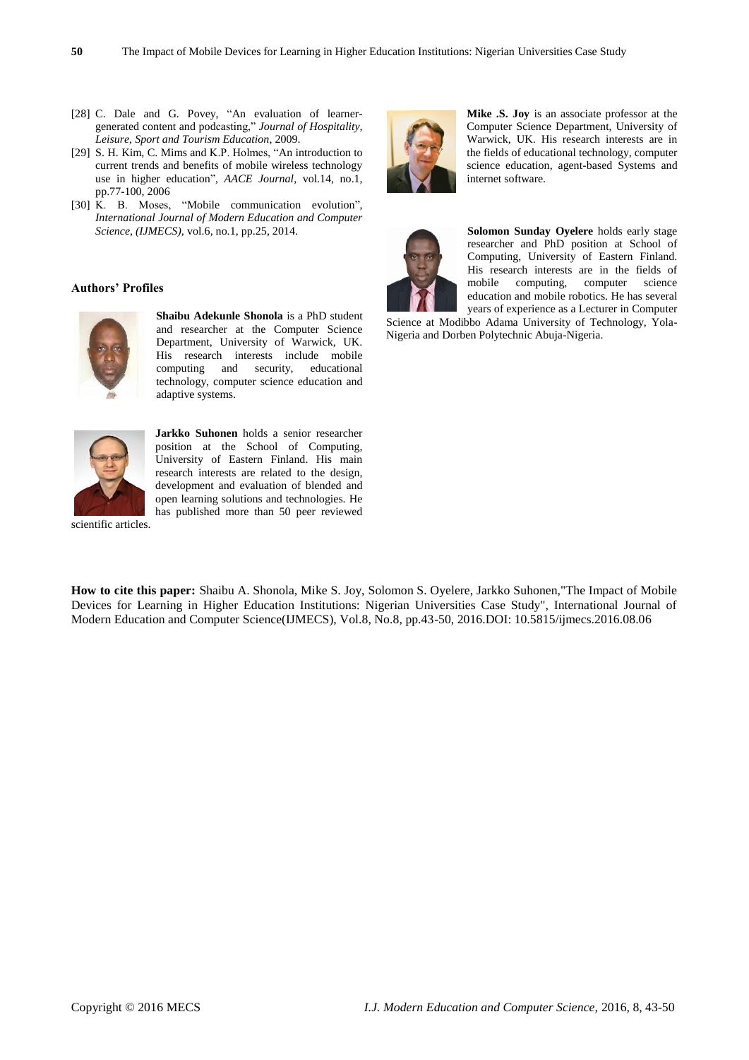[28] C. Dale and G. Povey, "An evaluation of learner-generated content and podcasting," *Journal of Hospitality, Leisure, Sport and Tourism Education*, 2009.

[29] S. H. Kim, C. Mims and K.P. Holmes, "An introduction to current trends and benefits of mobile wireless technology use in higher education", *AACE Journal*, vol.14, no.1, pp.77-100, 2006

[30] K. B. Moses, "Mobile communication evolution", *International Journal of Modern Education and Computer Science, (IJMECS)*, vol.6, no.1, pp.25, 2014.

## Authors' Profiles

**Shaibu Adekunle Shonola** is a PhD student and researcher at the Computer Science Department, University of Warwick, UK. His research interests include mobile computing and security, educational technology, computer science education and adaptive systems.

**Jarkko Suhonen** holds a senior researcher position at the School of Computing, University of Eastern Finland. His main research interests are related to the design, development and evaluation of blended and open learning solutions and technologies. He has published more than 50 peer reviewed scientific articles.

**Mike .S. Joy** is an associate professor at the Computer Science Department, University of Warwick, UK. His research interests are in the fields of educational technology, computer science education, agent-based Systems and internet software.

**Solomon Sunday Oyelere** holds early stage researcher and PhD position at School of Computing, University of Eastern Finland. His research interests are in the fields of mobile computing, computer science education and mobile robotics. He has several years of experience as a Lecturer in Computer Science at Modibbo Adama University of Technology, Yola-Nigeria and Dorben Polytechnic Abuja-Nigeria.

**How to cite this paper:** Shaibu A. Shonola, Mike S. Joy, Solomon S. Oyelere, Jarkko Suhonen,"The Impact of Mobile Devices for Learning in Higher Education Institutions: Nigerian Universities Case Study", International Journal of Modern Education and Computer Science(IJMECS), Vol.8, No.8, pp.43-50, 2016.DOI: 10.5815/ijmecs.2016.08.06